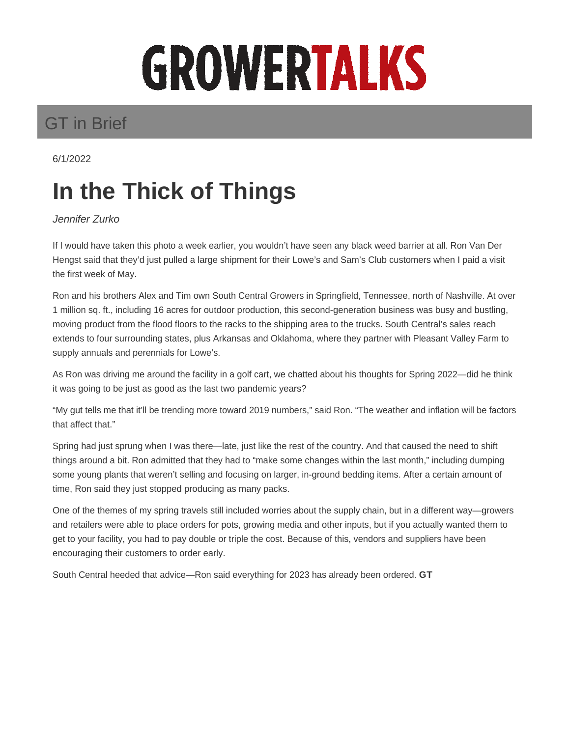# GROWERTALKS

## GT in Brief

6/1/2022

# In the Thick of Things

*Jennifer Zurko*

If I would have taken this photo a week earlier, you wouldn't have seen any black weed barrier at all. Ron Van Der Hengst said that they'd just pulled a large shipment for their Lowe's and Sam's Club customers when I paid a visit the first week of May.

Ron and his brothers Alex and Tim own South Central Growers in Springfield, Tennessee, north of Nashville. At over 1 million sq. ft., including 16 acres for outdoor production, this second-generation business was busy and bustling, moving product from the flood floors to the racks to the shipping area to the trucks. South Central's sales reach extends to four surrounding states, plus Arkansas and Oklahoma, where they partner with Pleasant Valley Farm to supply annuals and perennials for Lowe's.

As Ron was driving me around the facility in a golf cart, we chatted about his thoughts for Spring 2022—did he think it was going to be just as good as the last two pandemic years?

"My gut tells me that it'll be trending more toward 2019 numbers," said Ron. "The weather and inflation will be factors that affect that."

Spring had just sprung when I was there—late, just like the rest of the country. And that caused the need to shift things around a bit. Ron admitted that they had to "make some changes within the last month," including dumping some young plants that weren't selling and focusing on larger, in-ground bedding items. After a certain amount of time, Ron said they just stopped producing as many packs.

One of the themes of my spring travels still included worries about the supply chain, but in a different way—growers and retailers were able to place orders for pots, growing media and other inputs, but if you actually wanted them to get to your facility, you had to pay double or triple the cost. Because of this, vendors and suppliers have been encouraging their customers to order early.

South Central heeded that advice—Ron said everything for 2023 has already been ordered. **GT**